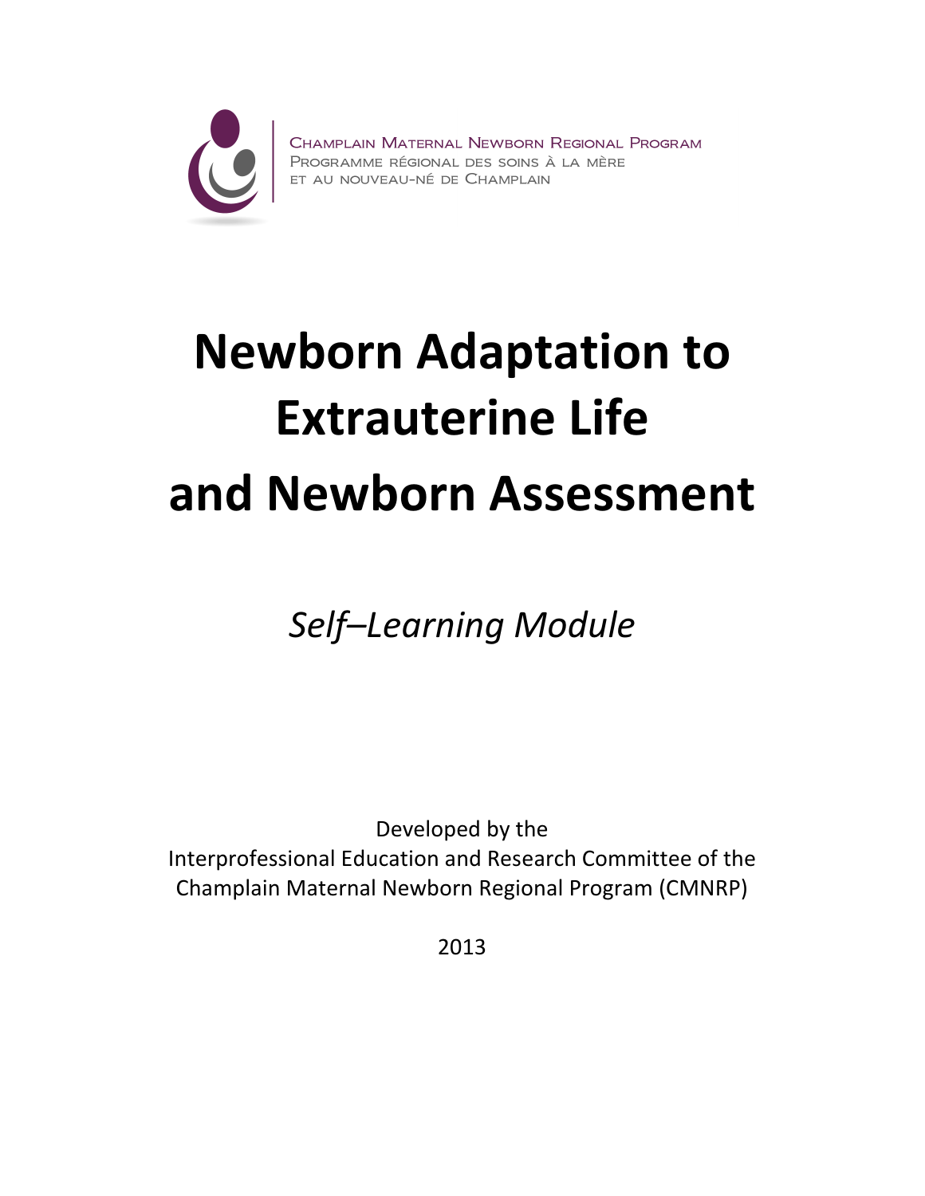Champlain Maternal Newborn Regional Program
Programme régional des soins à la mère et au nouveau-né de Champlain

# Newborn Adaptation to Extrauterine Life and Newborn Assessment

*Self–Learning Module*

Developed by the
Interprofessional Education and Research Committee of the
Champlain Maternal Newborn Regional Program (CMNRP)

2013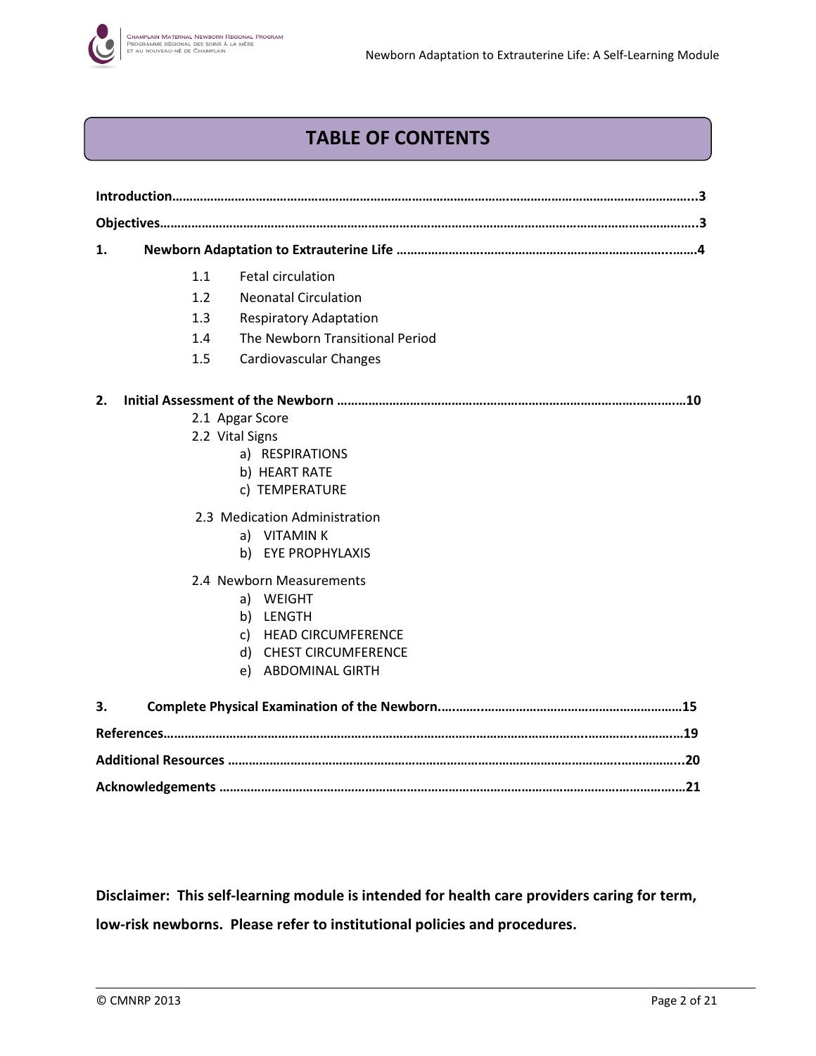# TABLE OF CONTENTS

**Introduction……………………………………………………………………………………………………………………..3**

**Objectives…………………………………………………………………………………………………………………………3**

**1. Newborn Adaptation to Extrauterine Life ……………………………………………………………………………4**

- 1.1 Fetal circulation
- 1.2 Neonatal Circulation
- 1.3 Respiratory Adaptation
- 1.4 The Newborn Transitional Period
- 1.5 Cardiovascular Changes

**2. Initial Assessment of the Newborn ………………………………………………………………………………………10**

- 2.1 Apgar Score
- 2.2 Vital Signs
  - a) RESPIRATIONS
  - b) HEART RATE
  - c) TEMPERATURE
- 2.3 Medication Administration
  - a) VITAMIN K
  - b) EYE PROPHYLAXIS
- 2.4 Newborn Measurements
  - a) WEIGHT
  - b) LENGTH
  - c) HEAD CIRCUMFERENCE
  - d) CHEST CIRCUMFERENCE
  - e) ABDOMINAL GIRTH

**3. Complete Physical Examination of the Newborn………………………………………………………………15**

**References……………………………………………………………………………………………………………………19**

**Additional Resources …………………………………………………………………………………………………...20**

**Acknowledgements ………………………………………………………………………………………………………21**

**Disclaimer: This self-learning module is intended for health care providers caring for term, low-risk newborns. Please refer to institutional policies and procedures.**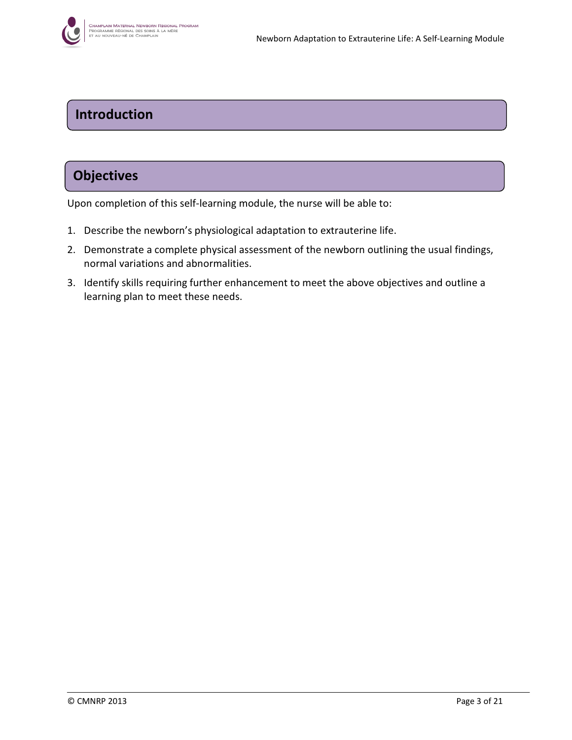## Introduction

## Objectives

Upon completion of this self-learning module, the nurse will be able to:

1. Describe the newborn's physiological adaptation to extrauterine life.
2. Demonstrate a complete physical assessment of the newborn outlining the usual findings, normal variations and abnormalities.
3. Identify skills requiring further enhancement to meet the above objectives and outline a learning plan to meet these needs.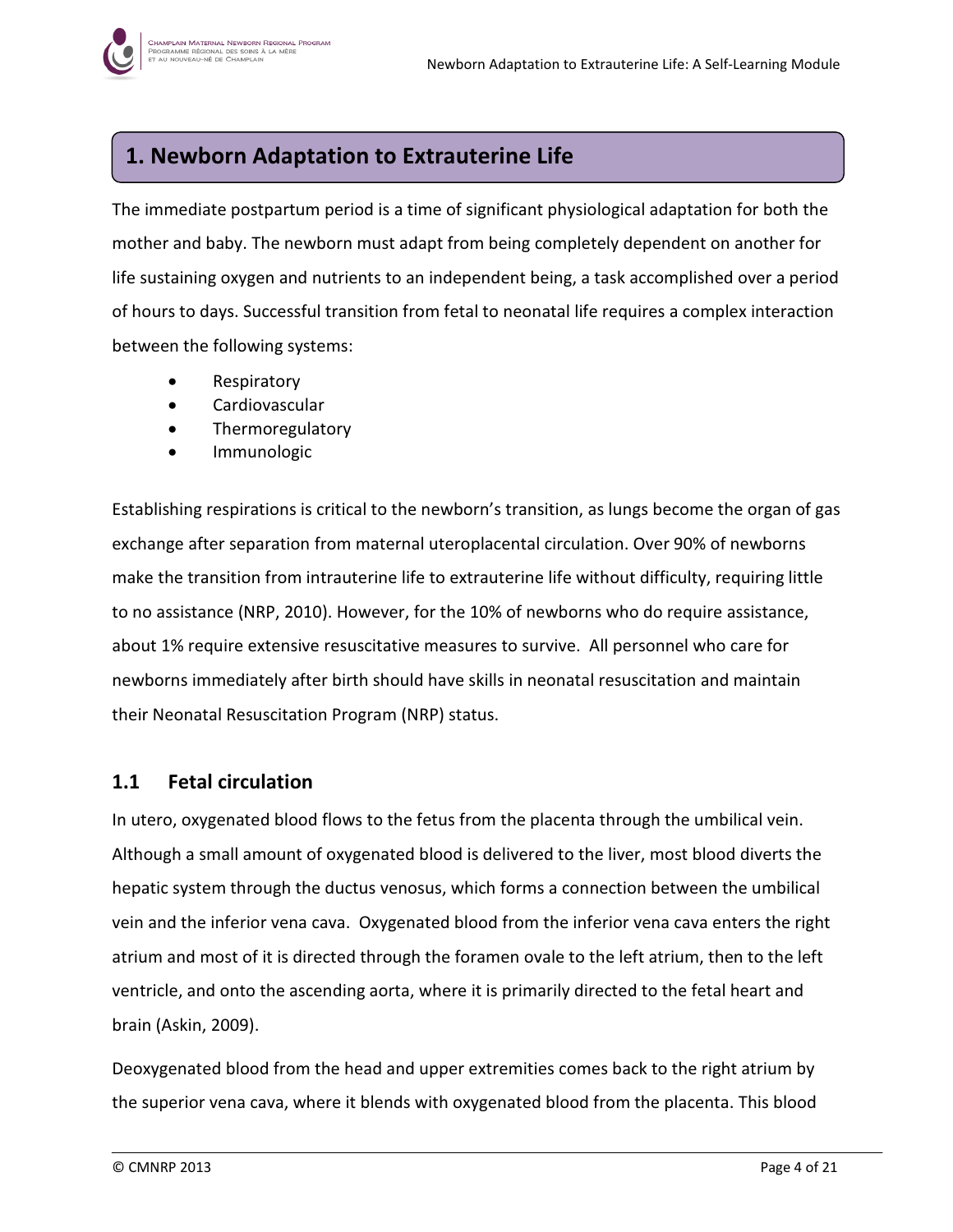# 1. Newborn Adaptation to Extrauterine Life

The immediate postpartum period is a time of significant physiological adaptation for both the mother and baby. The newborn must adapt from being completely dependent on another for life sustaining oxygen and nutrients to an independent being, a task accomplished over a period of hours to days. Successful transition from fetal to neonatal life requires a complex interaction between the following systems:

- Respiratory
- Cardiovascular
- Thermoregulatory
- Immunologic

Establishing respirations is critical to the newborn's transition, as lungs become the organ of gas exchange after separation from maternal uteroplacental circulation. Over 90% of newborns make the transition from intrauterine life to extrauterine life without difficulty, requiring little to no assistance (NRP, 2010). However, for the 10% of newborns who do require assistance, about 1% require extensive resuscitative measures to survive. All personnel who care for newborns immediately after birth should have skills in neonatal resuscitation and maintain their Neonatal Resuscitation Program (NRP) status.

## 1.1 Fetal circulation

In utero, oxygenated blood flows to the fetus from the placenta through the umbilical vein. Although a small amount of oxygenated blood is delivered to the liver, most blood diverts the hepatic system through the ductus venosus, which forms a connection between the umbilical vein and the inferior vena cava. Oxygenated blood from the inferior vena cava enters the right atrium and most of it is directed through the foramen ovale to the left atrium, then to the left ventricle, and onto the ascending aorta, where it is primarily directed to the fetal heart and brain (Askin, 2009).

Deoxygenated blood from the head and upper extremities comes back to the right atrium by the superior vena cava, where it blends with oxygenated blood from the placenta. This blood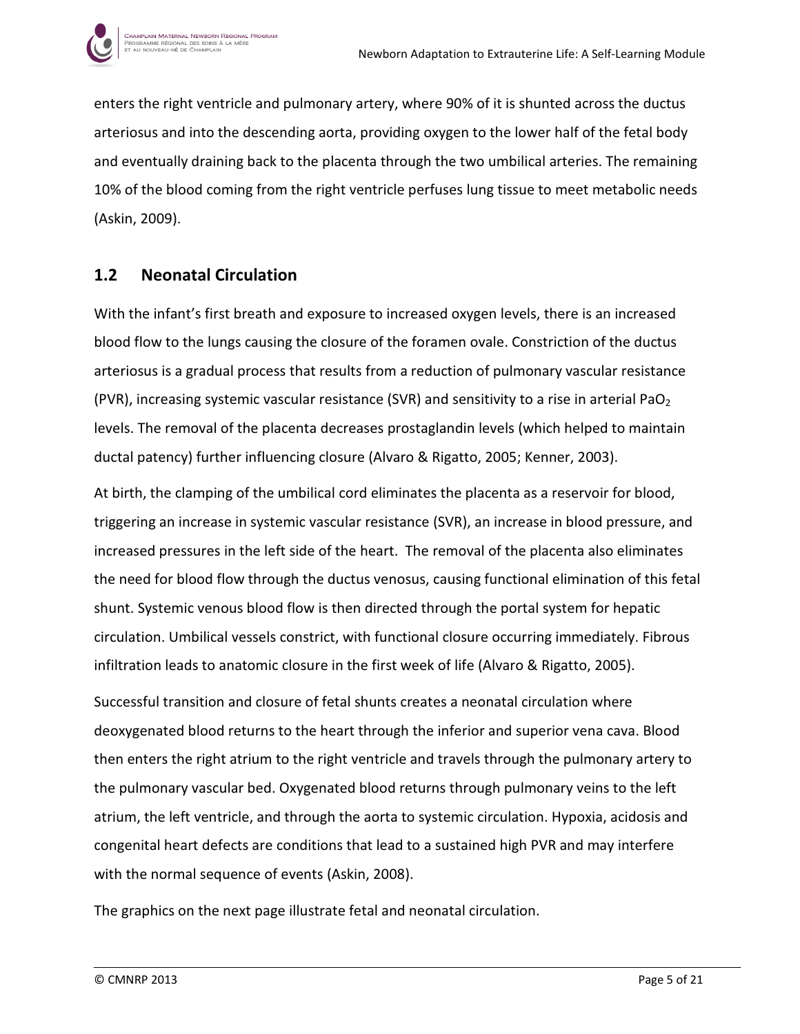enters the right ventricle and pulmonary artery, where 90% of it is shunted across the ductus arteriosus and into the descending aorta, providing oxygen to the lower half of the fetal body and eventually draining back to the placenta through the two umbilical arteries. The remaining 10% of the blood coming from the right ventricle perfuses lung tissue to meet metabolic needs (Askin, 2009).

## 1.2 Neonatal Circulation

With the infant's first breath and exposure to increased oxygen levels, there is an increased blood flow to the lungs causing the closure of the foramen ovale. Constriction of the ductus arteriosus is a gradual process that results from a reduction of pulmonary vascular resistance (PVR), increasing systemic vascular resistance (SVR) and sensitivity to a rise in arterial $PaO_2$ levels. The removal of the placenta decreases prostaglandin levels (which helped to maintain ductal patency) further influencing closure (Alvaro & Rigatto, 2005; Kenner, 2003).

At birth, the clamping of the umbilical cord eliminates the placenta as a reservoir for blood, triggering an increase in systemic vascular resistance (SVR), an increase in blood pressure, and increased pressures in the left side of the heart. The removal of the placenta also eliminates the need for blood flow through the ductus venosus, causing functional elimination of this fetal shunt. Systemic venous blood flow is then directed through the portal system for hepatic circulation. Umbilical vessels constrict, with functional closure occurring immediately. Fibrous infiltration leads to anatomic closure in the first week of life (Alvaro & Rigatto, 2005).

Successful transition and closure of fetal shunts creates a neonatal circulation where deoxygenated blood returns to the heart through the inferior and superior vena cava. Blood then enters the right atrium to the right ventricle and travels through the pulmonary artery to the pulmonary vascular bed. Oxygenated blood returns through pulmonary veins to the left atrium, the left ventricle, and through the aorta to systemic circulation. Hypoxia, acidosis and congenital heart defects are conditions that lead to a sustained high PVR and may interfere with the normal sequence of events (Askin, 2008).

The graphics on the next page illustrate fetal and neonatal circulation.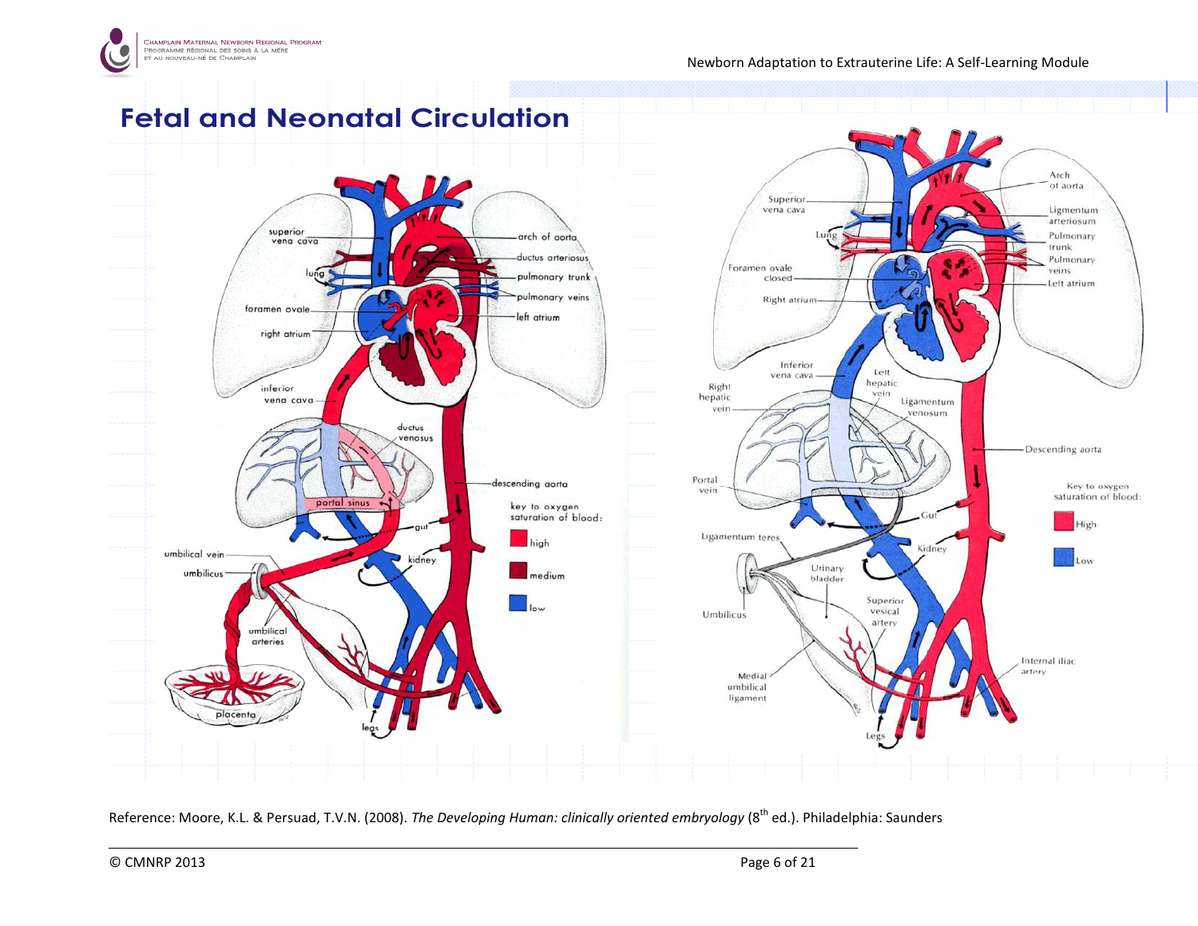# Fetal and Neonatal Circulation

superior vena cava
lung
foramen ovale
right atrium
inferior vena cava
arch of aorta
ductus arteriosus
pulmonary trunk
pulmonary veins
left atrium
ductus venosus
portal sinus
gut
descending aorta
umbilical vein
umbilicus
kidney
umbilical arteries
placenta
legs

key to oxygen saturation of blood:
high
medium
low

Superior vena cava
Lung
Foramen ovale closed
Right atrium
Inferior vena cava
Right hepatic vein
Left hepatic vein
Ligamentum venosum
Portal vein
Ligamentum teres
Umbilicus
Medial umbilical ligament
Urinary bladder
Superior vesical artery
Legs
Arch of aorta
Ligmentum arteriosum
Pulmonary trunk
Pulmonary veins
Left atrium
Descending aorta
Gut
Kidney
Internal iliac artery

Key to oxygen saturation of blood:
High
Low

Reference: Moore, K.L. & Persuad, T.V.N. (2008). *The Developing Human: clinically oriented embryology* (8th ed.). Philadelphia: Saunders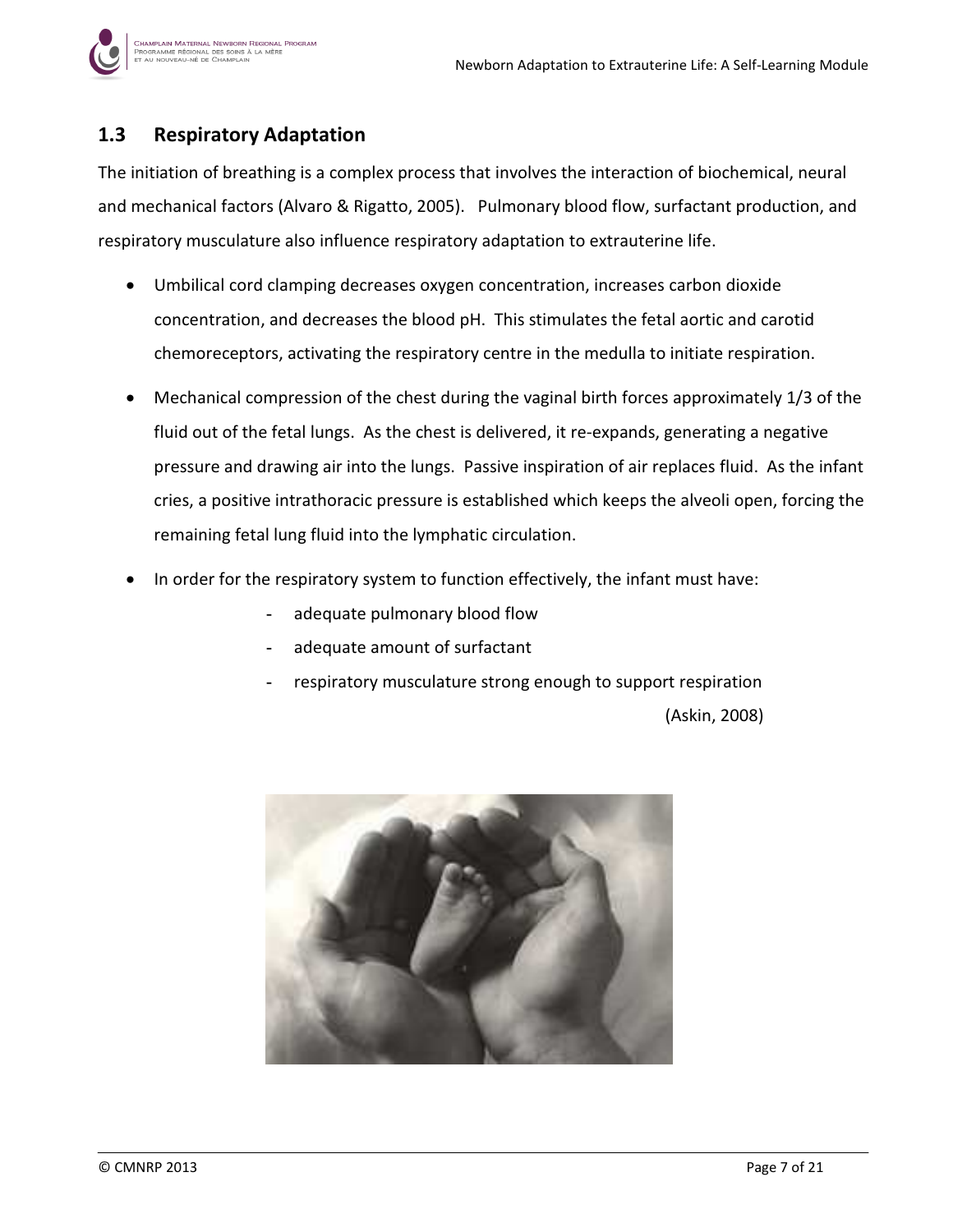## 1.3 Respiratory Adaptation

The initiation of breathing is a complex process that involves the interaction of biochemical, neural and mechanical factors (Alvaro & Rigatto, 2005). Pulmonary blood flow, surfactant production, and respiratory musculature also influence respiratory adaptation to extrauterine life.

- Umbilical cord clamping decreases oxygen concentration, increases carbon dioxide concentration, and decreases the blood pH. This stimulates the fetal aortic and carotid chemoreceptors, activating the respiratory centre in the medulla to initiate respiration.
- Mechanical compression of the chest during the vaginal birth forces approximately 1/3 of the fluid out of the fetal lungs. As the chest is delivered, it re-expands, generating a negative pressure and drawing air into the lungs. Passive inspiration of air replaces fluid. As the infant cries, a positive intrathoracic pressure is established which keeps the alveoli open, forcing the remaining fetal lung fluid into the lymphatic circulation.
- In order for the respiratory system to function effectively, the infant must have:
  - adequate pulmonary blood flow
  - adequate amount of surfactant
  - respiratory musculature strong enough to support respiration

(Askin, 2008)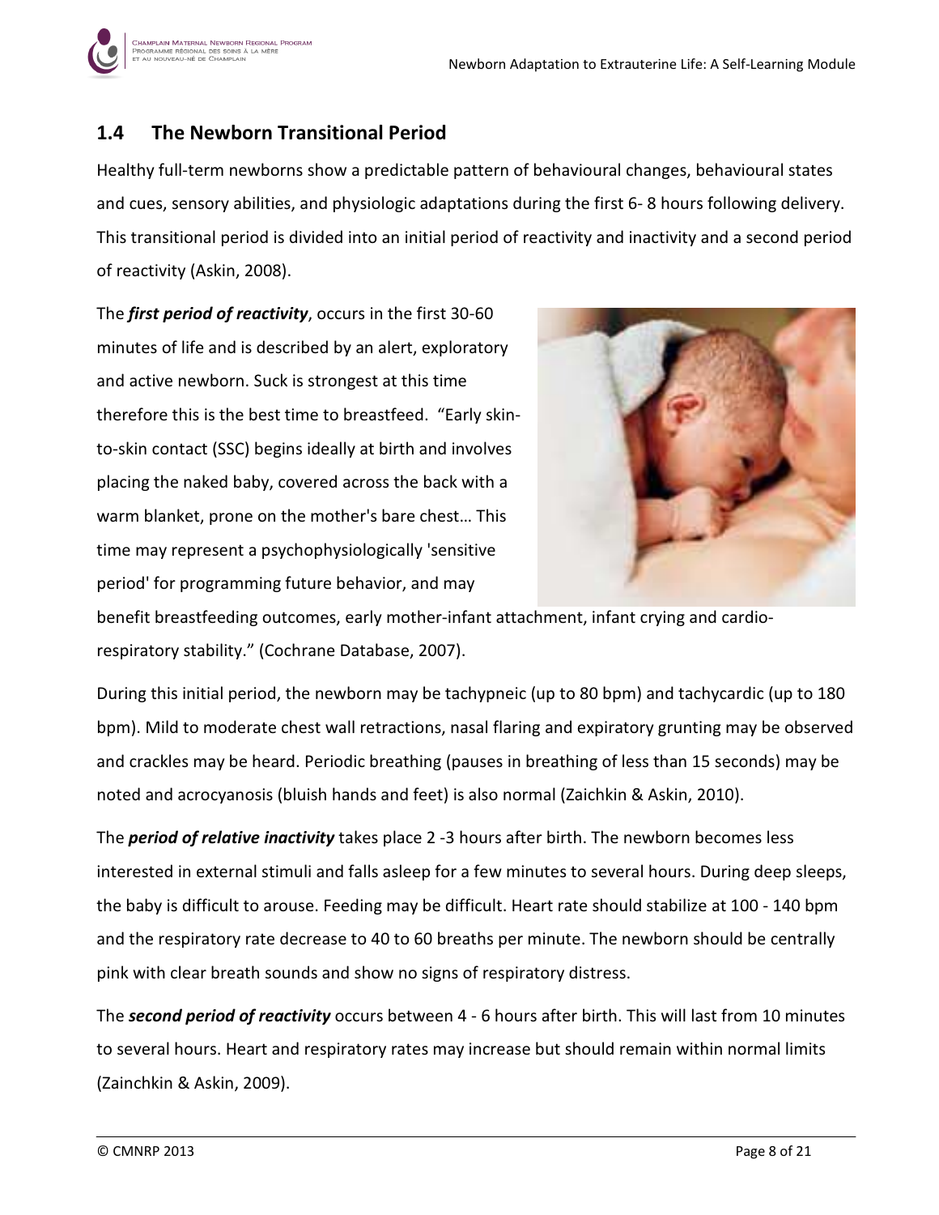## 1.4 The Newborn Transitional Period

Healthy full-term newborns show a predictable pattern of behavioural changes, behavioural states and cues, sensory abilities, and physiologic adaptations during the first 6- 8 hours following delivery. This transitional period is divided into an initial period of reactivity and inactivity and a second period of reactivity (Askin, 2008).

The ***first period of reactivity***, occurs in the first 30-60 minutes of life and is described by an alert, exploratory and active newborn. Suck is strongest at this time therefore this is the best time to breastfeed. "Early skin-to-skin contact (SSC) begins ideally at birth and involves placing the naked baby, covered across the back with a warm blanket, prone on the mother's bare chest… This time may represent a psychophysiologically 'sensitive period' for programming future behavior, and may benefit breastfeeding outcomes, early mother-infant attachment, infant crying and cardio-respiratory stability." (Cochrane Database, 2007).

During this initial period, the newborn may be tachypneic (up to 80 bpm) and tachycardic (up to 180 bpm). Mild to moderate chest wall retractions, nasal flaring and expiratory grunting may be observed and crackles may be heard. Periodic breathing (pauses in breathing of less than 15 seconds) may be noted and acrocyanosis (bluish hands and feet) is also normal (Zaichkin & Askin, 2010).

The ***period of relative inactivity*** takes place 2 -3 hours after birth. The newborn becomes less interested in external stimuli and falls asleep for a few minutes to several hours. During deep sleeps, the baby is difficult to arouse. Feeding may be difficult. Heart rate should stabilize at 100 - 140 bpm and the respiratory rate decrease to 40 to 60 breaths per minute. The newborn should be centrally pink with clear breath sounds and show no signs of respiratory distress.

The ***second period of reactivity*** occurs between 4 - 6 hours after birth. This will last from 10 minutes to several hours. Heart and respiratory rates may increase but should remain within normal limits (Zainchkin & Askin, 2009).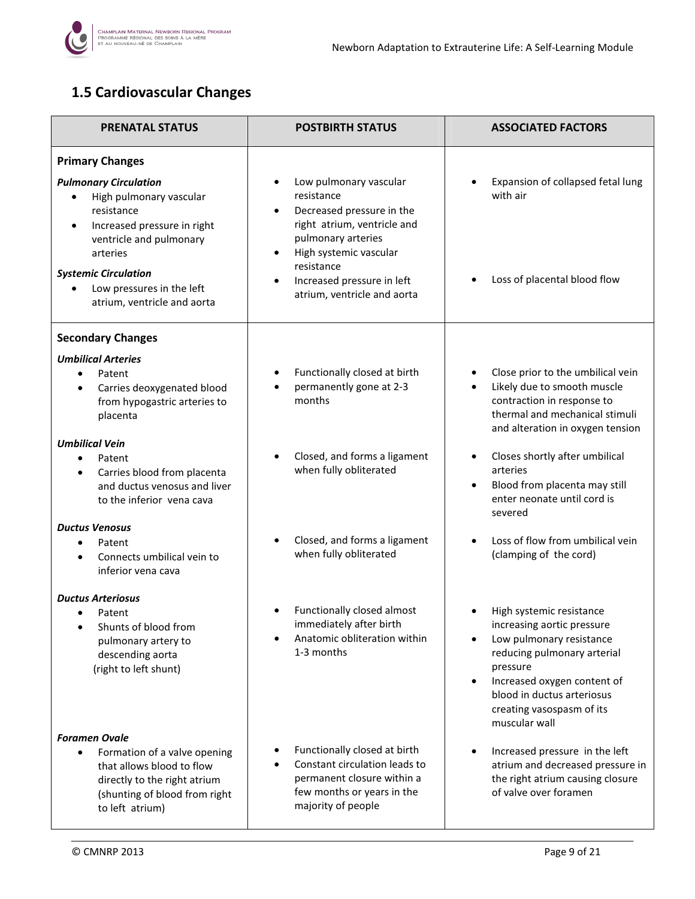## 1.5 Cardiovascular Changes

| PRENATAL STATUS | POSTBIRTH STATUS | ASSOCIATED FACTORS |
|---|---|---|
| **Primary Changes** | | |
| ***Pulmonary Circulation***<br>• High pulmonary vascular resistance<br>• Increased pressure in right ventricle and pulmonary arteries | • Low pulmonary vascular resistance<br>• Decreased pressure in the right atrium, ventricle and pulmonary arteries | • Expansion of collapsed fetal lung with air |
| ***Systemic Circulation***<br>• Low pressures in the left atrium, ventricle and aorta | • High systemic vascular resistance<br>• Increased pressure in left atrium, ventricle and aorta | • Loss of placental blood flow |
| **Secondary Changes** | | |
| ***Umbilical Arteries***<br>• Patent<br>• Carries deoxygenated blood from hypogastric arteries to placenta | • Functionally closed at birth<br>• permanently gone at 2-3 months | • Close prior to the umbilical vein<br>• Likely due to smooth muscle contraction in response to thermal and mechanical stimuli and alteration in oxygen tension |
| ***Umbilical Vein***<br>• Patent<br>• Carries blood from placenta and ductus venosus and liver to the inferior vena cava | • Closed, and forms a ligament when fully obliterated | • Closes shortly after umbilical arteries<br>• Blood from placenta may still enter neonate until cord is severed |
| ***Ductus Venosus***<br>• Patent<br>• Connects umbilical vein to inferior vena cava | • Closed, and forms a ligament when fully obliterated | • Loss of flow from umbilical vein (clamping of the cord) |
| ***Ductus Arteriosus***<br>• Patent<br>• Shunts of blood from pulmonary artery to descending aorta<br>(right to left shunt) | • Functionally closed almost immediately after birth<br>• Anatomic obliteration within 1-3 months | • High systemic resistance increasing aortic pressure<br>• Low pulmonary resistance reducing pulmonary arterial pressure<br>• Increased oxygen content of blood in ductus arteriosus creating vasospasm of its muscular wall |
| ***Foramen Ovale***<br>• Formation of a valve opening that allows blood to flow directly to the right atrium (shunting of blood from right to left atrium) | • Functionally closed at birth<br>• Constant circulation leads to permanent closure within a few months or years in the majority of people | • Increased pressure in the left atrium and decreased pressure in the right atrium causing closure of valve over foramen |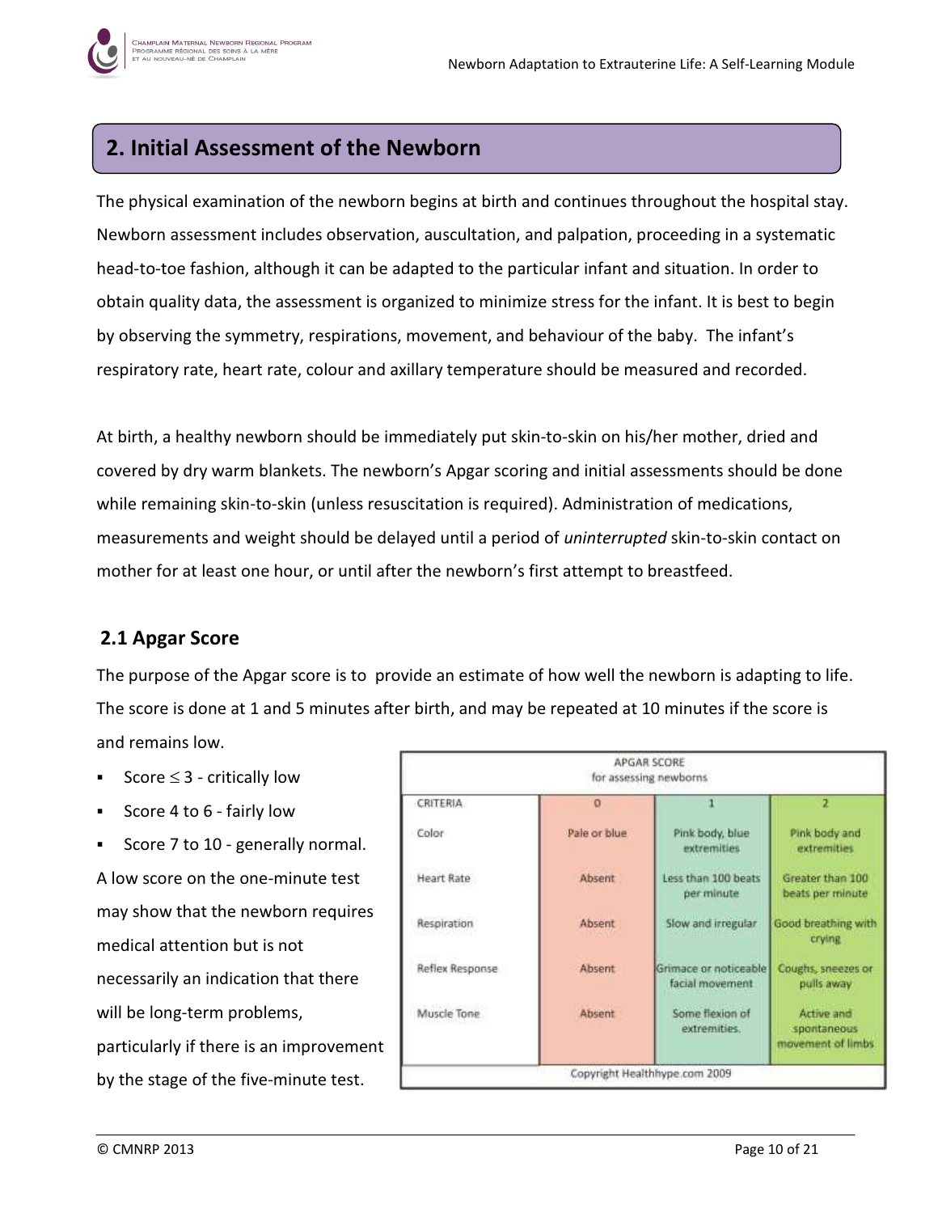## 2. Initial Assessment of the Newborn

The physical examination of the newborn begins at birth and continues throughout the hospital stay. Newborn assessment includes observation, auscultation, and palpation, proceeding in a systematic head-to-toe fashion, although it can be adapted to the particular infant and situation. In order to obtain quality data, the assessment is organized to minimize stress for the infant. It is best to begin by observing the symmetry, respirations, movement, and behaviour of the baby. The infant's respiratory rate, heart rate, colour and axillary temperature should be measured and recorded.

At birth, a healthy newborn should be immediately put skin-to-skin on his/her mother, dried and covered by dry warm blankets. The newborn's Apgar scoring and initial assessments should be done while remaining skin-to-skin (unless resuscitation is required). Administration of medications, measurements and weight should be delayed until a period of *uninterrupted* skin-to-skin contact on mother for at least one hour, or until after the newborn's first attempt to breastfeed.

### 2.1 Apgar Score

The purpose of the Apgar score is to provide an estimate of how well the newborn is adapting to life. The score is done at 1 and 5 minutes after birth, and may be repeated at 10 minutes if the score is and remains low.

- Score $\leq 3$ - critically low
- Score 4 to 6 - fairly low
- Score 7 to 10 - generally normal.

A low score on the one-minute test may show that the newborn requires medical attention but is not necessarily an indication that there will be long-term problems, particularly if there is an improvement by the stage of the five-minute test.

APGAR SCORE
for assessing newborns

| CRITERIA | 0 | 1 | 2 |
|---|---|---|---|
| Color | Pale or blue | Pink body, blue extremities | Pink body and extremities |
| Heart Rate | Absent | Less than 100 beats per minute | Greater than 100 beats per minute |
| Respiration | Absent | Slow and irregular | Good breathing with crying |
| Reflex Response | Absent | Grimace or noticeable facial movement | Coughs, sneezes or pulls away |
| Muscle Tone | Absent | Some flexion of extremities. | Active and spontaneous movement of limbs |

Copyright Healthhype.com 2009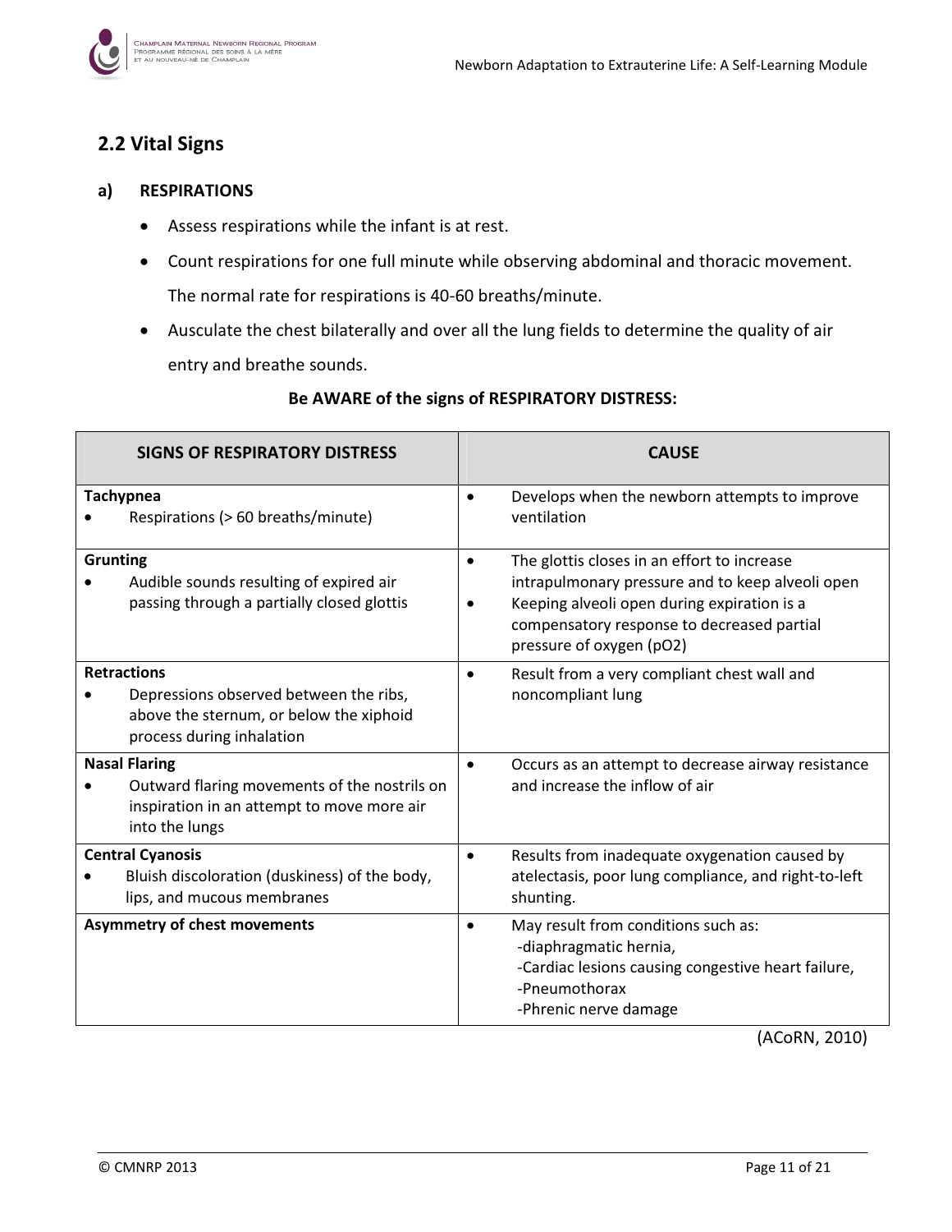## 2.2 Vital Signs

### a) RESPIRATIONS

- Assess respirations while the infant is at rest.
- Count respirations for one full minute while observing abdominal and thoracic movement. The normal rate for respirations is 40-60 breaths/minute.
- Ausculate the chest bilaterally and over all the lung fields to determine the quality of air entry and breathe sounds.

**Be AWARE of the signs of RESPIRATORY DISTRESS:**

| SIGNS OF RESPIRATORY DISTRESS | CAUSE |
|---|---|
| **Tachypnea**<br>• Respirations (> 60 breaths/minute) | • Develops when the newborn attempts to improve ventilation |
| **Grunting**<br>• Audible sounds resulting of expired air passing through a partially closed glottis | • The glottis closes in an effort to increase intrapulmonary pressure and to keep alveoli open<br>• Keeping alveoli open during expiration is a compensatory response to decreased partial pressure of oxygen (pO2) |
| **Retractions**<br>• Depressions observed between the ribs, above the sternum, or below the xiphoid process during inhalation | • Result from a very compliant chest wall and noncompliant lung |
| **Nasal Flaring**<br>• Outward flaring movements of the nostrils on inspiration in an attempt to move more air into the lungs | • Occurs as an attempt to decrease airway resistance and increase the inflow of air |
| **Central Cyanosis**<br>• Bluish discoloration (duskiness) of the body, lips, and mucous membranes | • Results from inadequate oxygenation caused by atelectasis, poor lung compliance, and right-to-left shunting. |
| **Asymmetry of chest movements** | • May result from conditions such as:<br>-diaphragmatic hernia,<br>-Cardiac lesions causing congestive heart failure,<br>-Pneumothorax<br>-Phrenic nerve damage |

(ACoRN, 2010)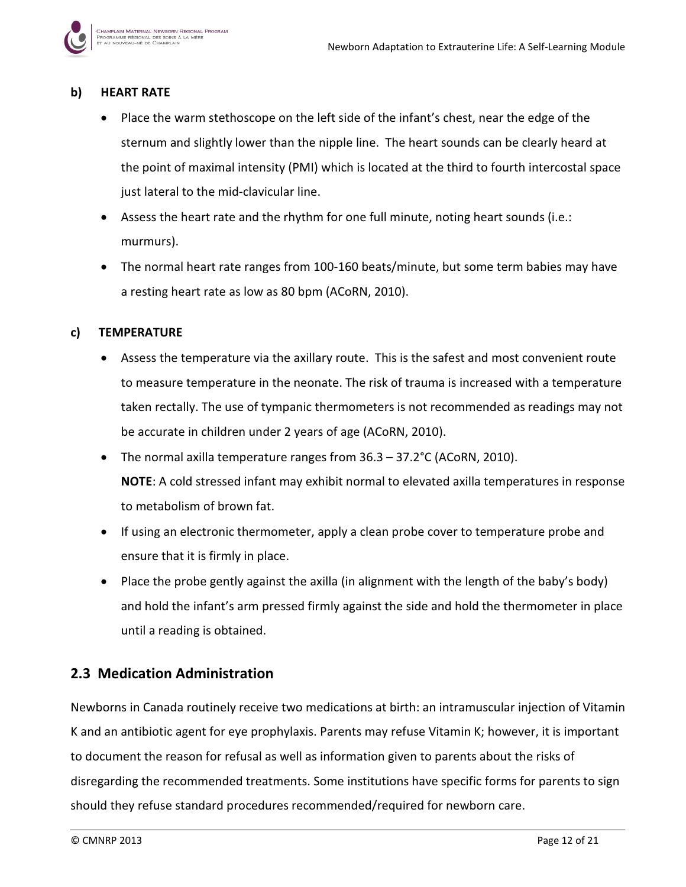### b) HEART RATE

- Place the warm stethoscope on the left side of the infant's chest, near the edge of the sternum and slightly lower than the nipple line. The heart sounds can be clearly heard at the point of maximal intensity (PMI) which is located at the third to fourth intercostal space just lateral to the mid-clavicular line.
- Assess the heart rate and the rhythm for one full minute, noting heart sounds (i.e.: murmurs).
- The normal heart rate ranges from 100-160 beats/minute, but some term babies may have a resting heart rate as low as 80 bpm (ACoRN, 2010).

### c) TEMPERATURE

- Assess the temperature via the axillary route. This is the safest and most convenient route to measure temperature in the neonate. The risk of trauma is increased with a temperature taken rectally. The use of tympanic thermometers is not recommended as readings may not be accurate in children under 2 years of age (ACoRN, 2010).
- The normal axilla temperature ranges from 36.3 – 37.2°C (ACoRN, 2010).
  **NOTE**: A cold stressed infant may exhibit normal to elevated axilla temperatures in response to metabolism of brown fat.
- If using an electronic thermometer, apply a clean probe cover to temperature probe and ensure that it is firmly in place.
- Place the probe gently against the axilla (in alignment with the length of the baby's body) and hold the infant's arm pressed firmly against the side and hold the thermometer in place until a reading is obtained.

## 2.3 Medication Administration

Newborns in Canada routinely receive two medications at birth: an intramuscular injection of Vitamin K and an antibiotic agent for eye prophylaxis. Parents may refuse Vitamin K; however, it is important to document the reason for refusal as well as information given to parents about the risks of disregarding the recommended treatments. Some institutions have specific forms for parents to sign should they refuse standard procedures recommended/required for newborn care.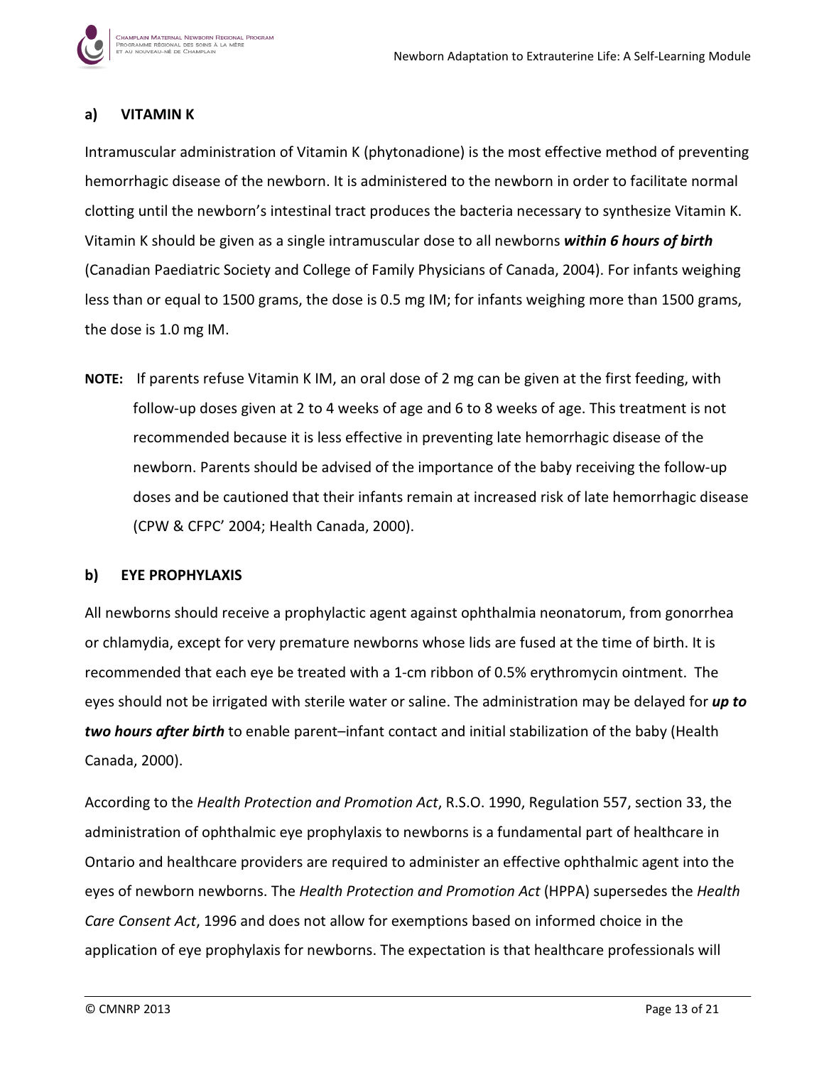### a) VITAMIN K

Intramuscular administration of Vitamin K (phytonadione) is the most effective method of preventing hemorrhagic disease of the newborn. It is administered to the newborn in order to facilitate normal clotting until the newborn's intestinal tract produces the bacteria necessary to synthesize Vitamin K. Vitamin K should be given as a single intramuscular dose to all newborns ***within 6 hours of birth*** (Canadian Paediatric Society and College of Family Physicians of Canada, 2004). For infants weighing less than or equal to 1500 grams, the dose is 0.5 mg IM; for infants weighing more than 1500 grams, the dose is 1.0 mg IM.

**NOTE:** If parents refuse Vitamin K IM, an oral dose of 2 mg can be given at the first feeding, with follow-up doses given at 2 to 4 weeks of age and 6 to 8 weeks of age. This treatment is not recommended because it is less effective in preventing late hemorrhagic disease of the newborn. Parents should be advised of the importance of the baby receiving the follow-up doses and be cautioned that their infants remain at increased risk of late hemorrhagic disease (CPW & CFPC' 2004; Health Canada, 2000).

### b) EYE PROPHYLAXIS

All newborns should receive a prophylactic agent against ophthalmia neonatorum, from gonorrhea or chlamydia, except for very premature newborns whose lids are fused at the time of birth. It is recommended that each eye be treated with a 1-cm ribbon of 0.5% erythromycin ointment. The eyes should not be irrigated with sterile water or saline. The administration may be delayed for ***up to two hours after birth*** to enable parent–infant contact and initial stabilization of the baby (Health Canada, 2000).

According to the *Health Protection and Promotion Act*, R.S.O. 1990, Regulation 557, section 33, the administration of ophthalmic eye prophylaxis to newborns is a fundamental part of healthcare in Ontario and healthcare providers are required to administer an effective ophthalmic agent into the eyes of newborn newborns. The *Health Protection and Promotion Act* (HPPA) supersedes the *Health Care Consent Act*, 1996 and does not allow for exemptions based on informed choice in the application of eye prophylaxis for newborns. The expectation is that healthcare professionals will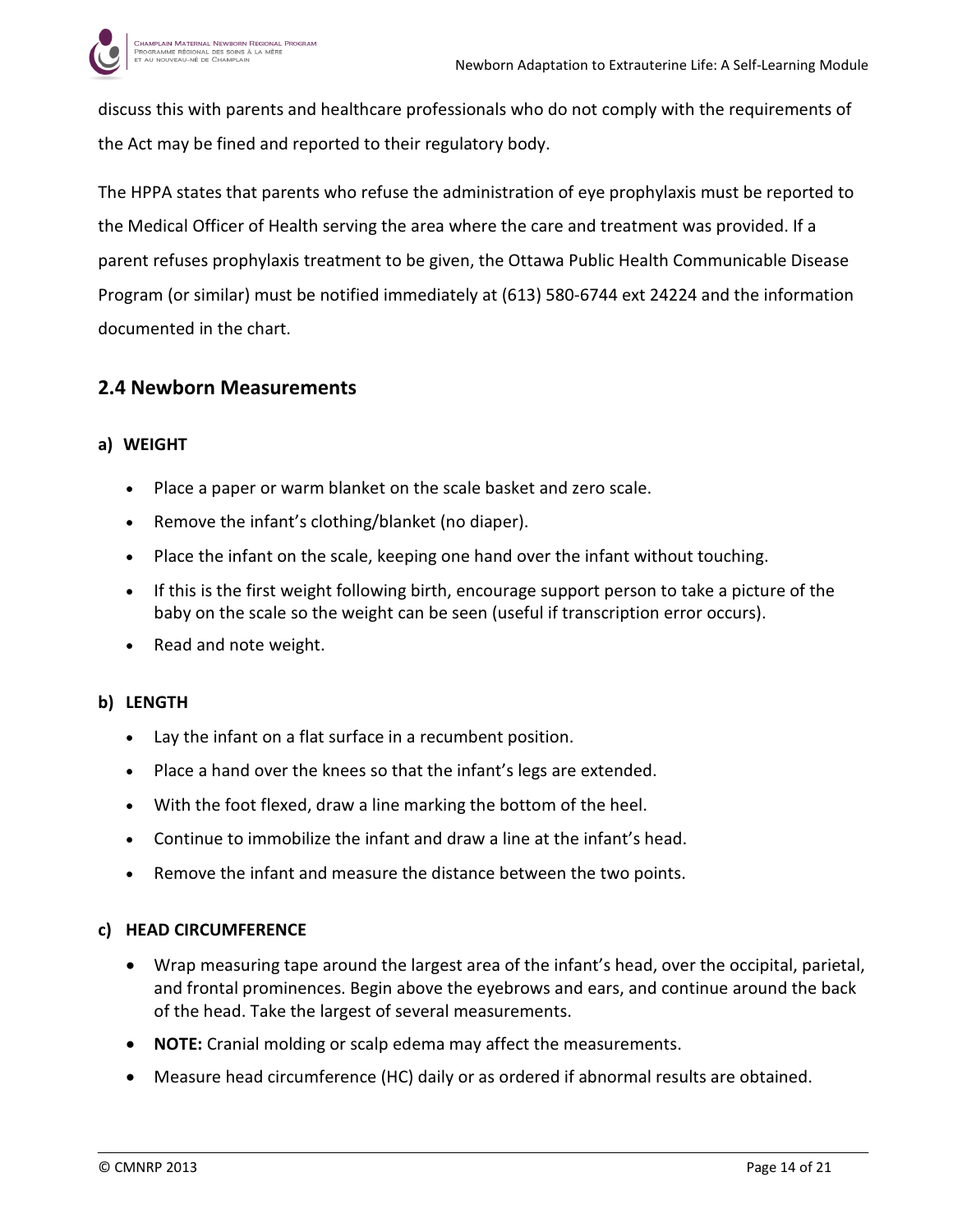discuss this with parents and healthcare professionals who do not comply with the requirements of the Act may be fined and reported to their regulatory body.

The HPPA states that parents who refuse the administration of eye prophylaxis must be reported to the Medical Officer of Health serving the area where the care and treatment was provided. If a parent refuses prophylaxis treatment to be given, the Ottawa Public Health Communicable Disease Program (or similar) must be notified immediately at (613) 580-6744 ext 24224 and the information documented in the chart.

## 2.4 Newborn Measurements

### a) WEIGHT

- Place a paper or warm blanket on the scale basket and zero scale.
- Remove the infant's clothing/blanket (no diaper).
- Place the infant on the scale, keeping one hand over the infant without touching.
- If this is the first weight following birth, encourage support person to take a picture of the baby on the scale so the weight can be seen (useful if transcription error occurs).
- Read and note weight.

### b) LENGTH

- Lay the infant on a flat surface in a recumbent position.
- Place a hand over the knees so that the infant's legs are extended.
- With the foot flexed, draw a line marking the bottom of the heel.
- Continue to immobilize the infant and draw a line at the infant's head.
- Remove the infant and measure the distance between the two points.

### c) HEAD CIRCUMFERENCE

- Wrap measuring tape around the largest area of the infant's head, over the occipital, parietal, and frontal prominences. Begin above the eyebrows and ears, and continue around the back of the head. Take the largest of several measurements.
- **NOTE:** Cranial molding or scalp edema may affect the measurements.
- Measure head circumference (HC) daily or as ordered if abnormal results are obtained.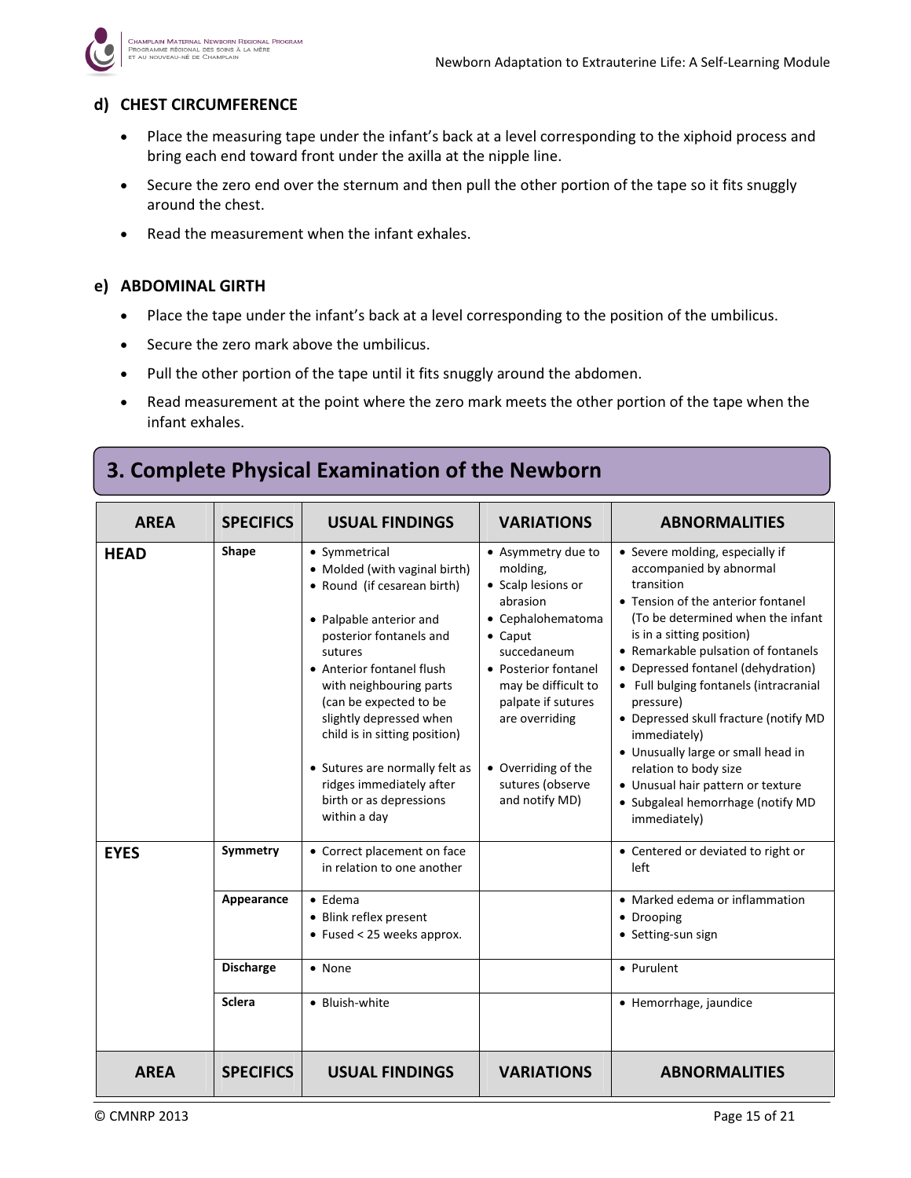### d) CHEST CIRCUMFERENCE

- Place the measuring tape under the infant's back at a level corresponding to the xiphoid process and bring each end toward front under the axilla at the nipple line.
- Secure the zero end over the sternum and then pull the other portion of the tape so it fits snuggly around the chest.
- Read the measurement when the infant exhales.

### e) ABDOMINAL GIRTH

- Place the tape under the infant's back at a level corresponding to the position of the umbilicus.
- Secure the zero mark above the umbilicus.
- Pull the other portion of the tape until it fits snuggly around the abdomen.
- Read measurement at the point where the zero mark meets the other portion of the tape when the infant exhales.

## 3. Complete Physical Examination of the Newborn

| AREA | SPECIFICS | USUAL FINDINGS | VARIATIONS | ABNORMALITIES |
|---|---|---|---|---|
| **HEAD** | **Shape** | • Symmetrical<br>• Molded (with vaginal birth)<br>• Round (if cesarean birth)<br><br>• Palpable anterior and posterior fontanels and sutures<br>• Anterior fontanel flush with neighbouring parts (can be expected to be slightly depressed when child is in sitting position)<br><br>• Sutures are normally felt as ridges immediately after birth or as depressions within a day | • Asymmetry due to molding,<br>• Scalp lesions or abrasion<br>• Cephalohematoma<br>• Caput succedaneum<br>• Posterior fontanel may be difficult to palpate if sutures are overriding<br><br>• Overriding of the sutures (observe and notify MD) | • Severe molding, especially if accompanied by abnormal transition<br>• Tension of the anterior fontanel (To be determined when the infant is in a sitting position)<br>• Remarkable pulsation of fontanels<br>• Depressed fontanel (dehydration)<br>• Full bulging fontanels (intracranial pressure)<br>• Depressed skull fracture (notify MD immediately)<br>• Unusually large or small head in relation to body size<br>• Unusual hair pattern or texture<br>• Subgaleal hemorrhage (notify MD immediately) |
| **EYES** | **Symmetry** | • Correct placement on face in relation to one another | | • Centered or deviated to right or left |
| | **Appearance** | • Edema<br>• Blink reflex present<br>• Fused < 25 weeks approx. | | • Marked edema or inflammation<br>• Drooping<br>• Setting-sun sign |
| | **Discharge** | • None | | • Purulent |
| | **Sclera** | • Bluish-white | | • Hemorrhage, jaundice |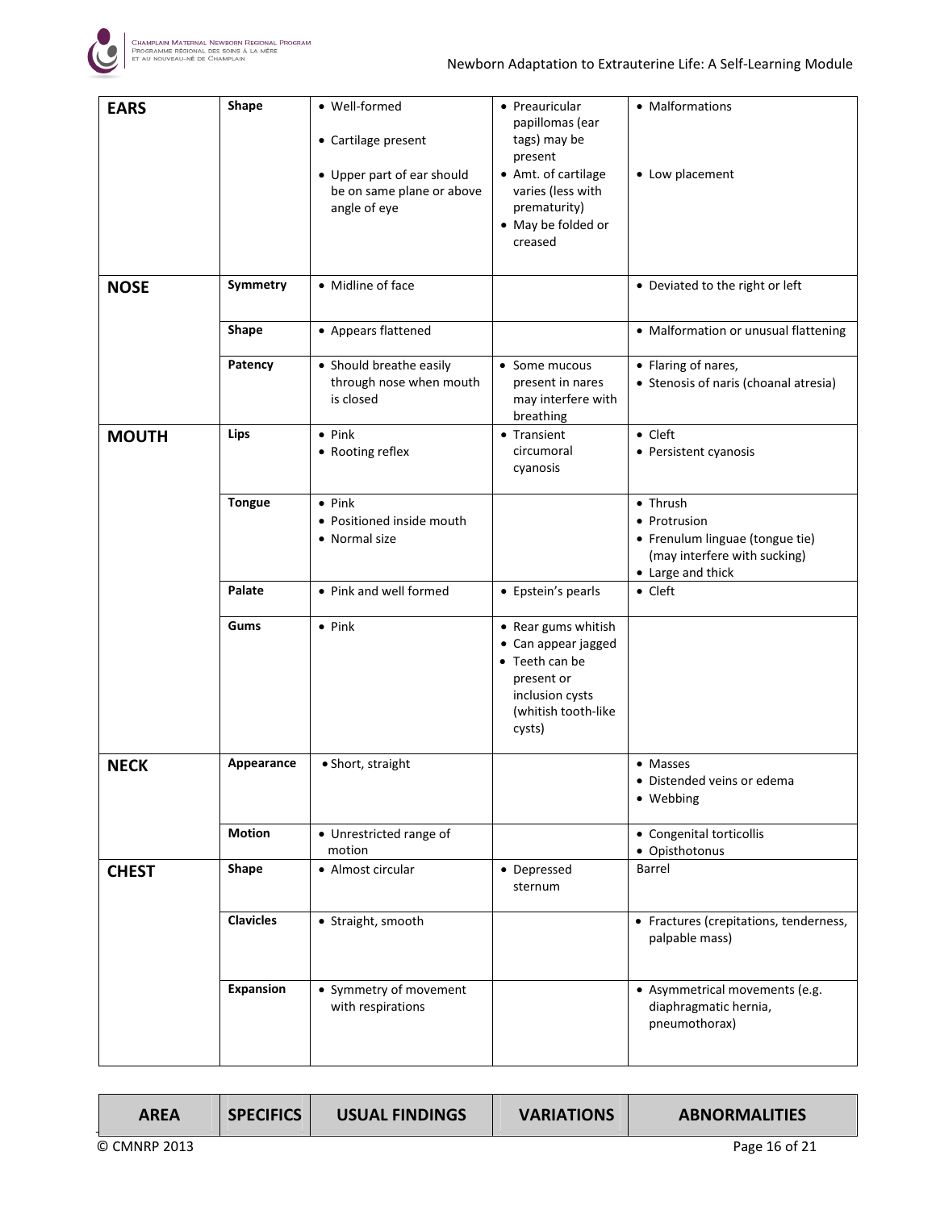| AREA | SPECIFICS | USUAL FINDINGS | VARIATIONS | ABNORMALITIES |
|---|---|---|---|---|
| **EARS** | **Shape** | • Well-formed<br>• Cartilage present<br>• Upper part of ear should be on same plane or above angle of eye | • Preauricular papillomas (ear tags) may be present<br>• Amt. of cartilage varies (less with prematurity)<br>• May be folded or creased | • Malformations<br>• Low placement |
| **NOSE** | **Symmetry** | • Midline of face | | • Deviated to the right or left |
| | **Shape** | • Appears flattened | | • Malformation or unusual flattening |
| | **Patency** | • Should breathe easily through nose when mouth is closed | • Some mucous present in nares may interfere with breathing | • Flaring of nares,<br>• Stenosis of naris (choanal atresia) |
| **MOUTH** | **Lips** | • Pink<br>• Rooting reflex | • Transient circumoral cyanosis | • Cleft<br>• Persistent cyanosis |
| | **Tongue** | • Pink<br>• Positioned inside mouth<br>• Normal size | | • Thrush<br>• Protrusion<br>• Frenulum linguae (tongue tie) (may interfere with sucking)<br>• Large and thick |
| | **Palate** | • Pink and well formed | • Epstein's pearls | • Cleft |
| | **Gums** | • Pink | • Rear gums whitish<br>• Can appear jagged<br>• Teeth can be present or inclusion cysts (whitish tooth-like cysts) | |
| **NECK** | **Appearance** | • Short, straight | | • Masses<br>• Distended veins or edema<br>• Webbing |
| | **Motion** | • Unrestricted range of motion | | • Congenital torticollis<br>• Opisthotonus |
| **CHEST** | **Shape** | • Almost circular | • Depressed sternum | Barrel |
| | **Clavicles** | • Straight, smooth | | • Fractures (crepitations, tenderness, palpable mass) |
| | **Expansion** | • Symmetry of movement with respirations | | • Asymmetrical movements (e.g. diaphragmatic hernia, pneumothorax) |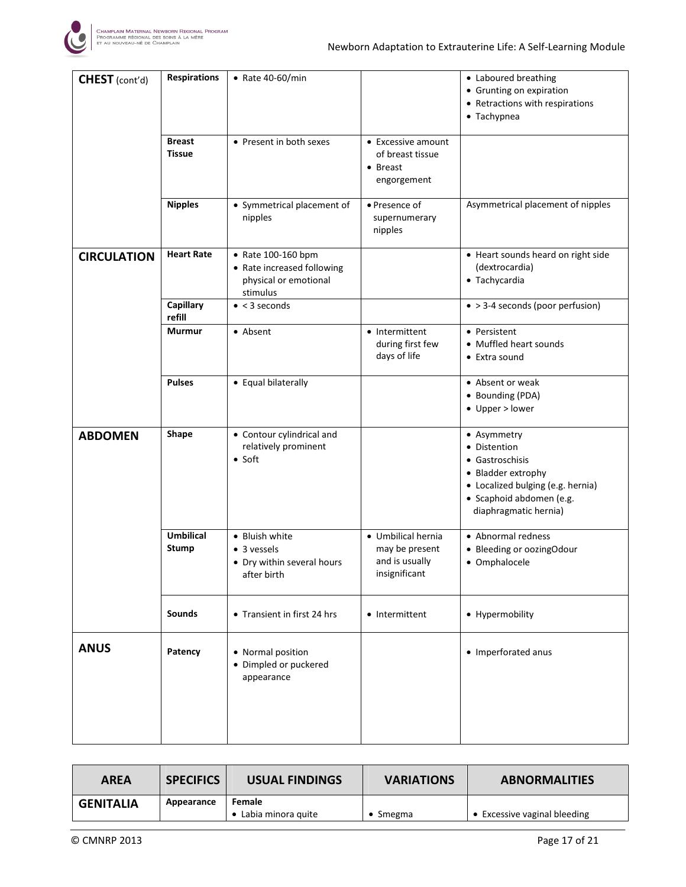| CHEST (cont'd) | Respirations | • Rate 40-60/min | | • Laboured breathing<br>• Grunting on expiration<br>• Retractions with respirations<br>• Tachypnea |
|---|---|---|---|---|
| | Breast Tissue | • Present in both sexes | • Excessive amount of breast tissue<br>• Breast engorgement | |
| | Nipples | • Symmetrical placement of nipples | • Presence of supernumerary nipples | Asymmetrical placement of nipples |
| CIRCULATION | Heart Rate | • Rate 100-160 bpm<br>• Rate increased following physical or emotional stimulus | | • Heart sounds heard on right side (dextrocardia)<br>• Tachycardia |
| | Capillary refill | • < 3 seconds | | • > 3-4 seconds (poor perfusion) |
| | Murmur | • Absent | • Intermittent during first few days of life | • Persistent<br>• Muffled heart sounds<br>• Extra sound |
| | Pulses | • Equal bilaterally | | • Absent or weak<br>• Bounding (PDA)<br>• Upper > lower |
| ABDOMEN | Shape | • Contour cylindrical and relatively prominent<br>• Soft | | • Asymmetry<br>• Distention<br>• Gastroschisis<br>• Bladder extrophy<br>• Localized bulging (e.g. hernia)<br>• Scaphoid abdomen (e.g. diaphragmatic hernia) |
| | Umbilical Stump | • Bluish white<br>• 3 vessels<br>• Dry within several hours after birth | • Umbilical hernia may be present and is usually insignificant | • Abnormal redness<br>• Bleeding or oozingOdour<br>• Omphalocele |
| | Sounds | • Transient in first 24 hrs | • Intermittent | • Hypermobility |
| ANUS | Patency | • Normal position<br>• Dimpled or puckered appearance | | • Imperforated anus |

| AREA | SPECIFICS | USUAL FINDINGS | VARIATIONS | ABNORMALITIES |
|---|---|---|---|---|
| GENITALIA | Appearance | **Female**<br>• Labia minora quite | • Smegma | • Excessive vaginal bleeding |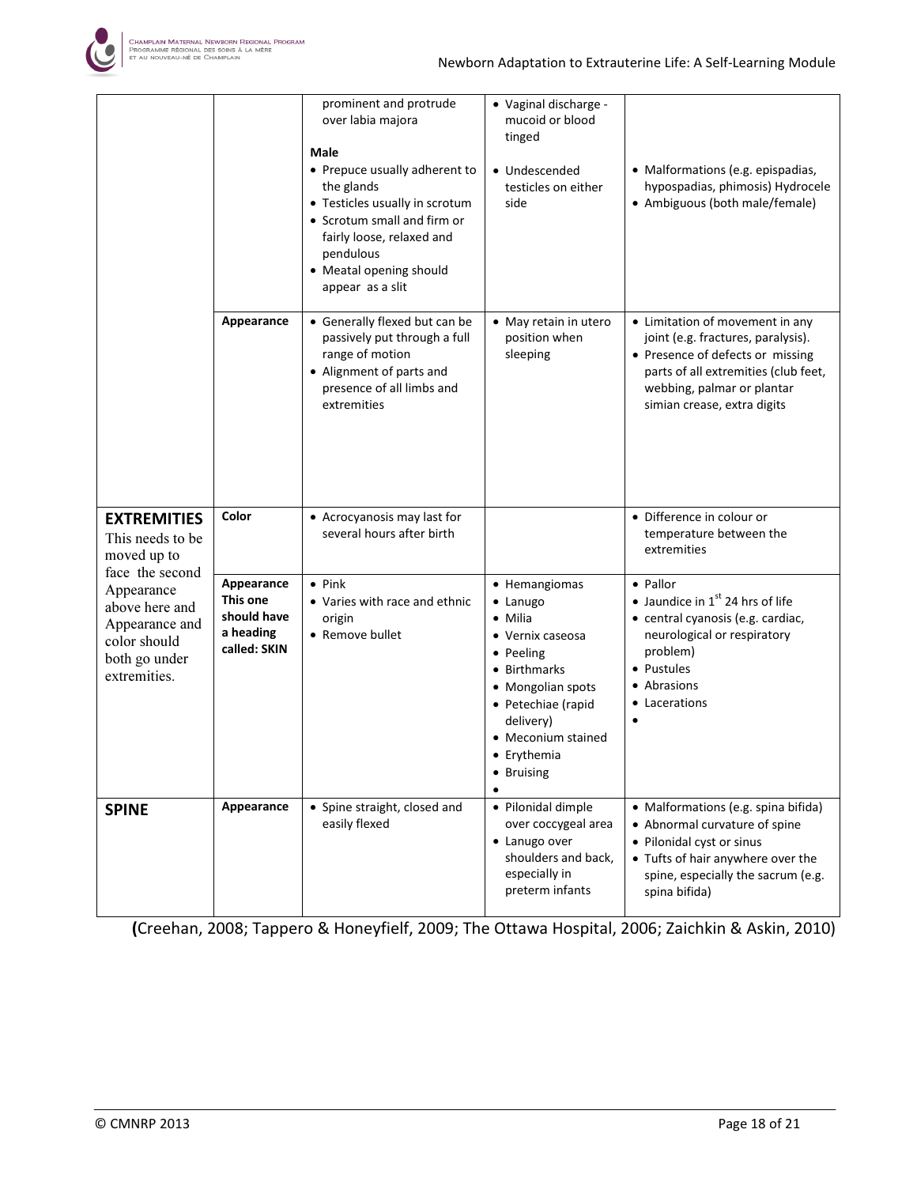| | | | | |
|---|---|---|---|---|
| | | prominent and protrude over labia majora<br><br>**Male**<br>• Prepuce usually adherent to the glands<br>• Testicles usually in scrotum<br>• Scrotum small and firm or fairly loose, relaxed and pendulous<br>• Meatal opening should appear as a slit | • Vaginal discharge - mucoid or blood tinged<br><br>• Undescended testicles on either side | • Malformations (e.g. epispadias, hypospadias, phimosis) Hydrocele<br>• Ambiguous (both male/female) |
| | **Appearance** | • Generally flexed but can be passively put through a full range of motion<br>• Alignment of parts and presence of all limbs and extremities | • May retain in utero position when sleeping | • Limitation of movement in any joint (e.g. fractures, paralysis).<br>• Presence of defects or missing parts of all extremities (club feet, webbing, palmar or plantar simian crease, extra digits |
| **EXTREMITIES**<br>This needs to be moved up to face the second Appearance above here and Appearance and color should both go under extremities. | **Color** | • Acrocyanosis may last for several hours after birth | | • Difference in colour or temperature between the extremities |
| | **Appearance This one should have a heading called: SKIN** | • Pink<br>• Varies with race and ethnic origin<br>• Remove bullet | • Hemangiomas<br>• Lanugo<br>• Milia<br>• Vernix caseosa<br>• Peeling<br>• Birthmarks<br>• Mongolian spots<br>• Petechiae (rapid delivery)<br>• Meconium stained<br>• Erythemia<br>• Bruising<br>• | • Pallor<br>• Jaundice in 1st 24 hrs of life<br>• central cyanosis (e.g. cardiac, neurological or respiratory problem)<br>• Pustules<br>• Abrasions<br>• Lacerations<br>• |
| **SPINE** | **Appearance** | • Spine straight, closed and easily flexed | • Pilonidal dimple over coccygeal area<br>• Lanugo over shoulders and back, especially in preterm infants | • Malformations (e.g. spina bifida)<br>• Abnormal curvature of spine<br>• Pilonidal cyst or sinus<br>• Tufts of hair anywhere over the spine, especially the sacrum (e.g. spina bifida) |

(Creehan, 2008; Tappero & Honeyfielf, 2009; The Ottawa Hospital, 2006; Zaichkin & Askin, 2010)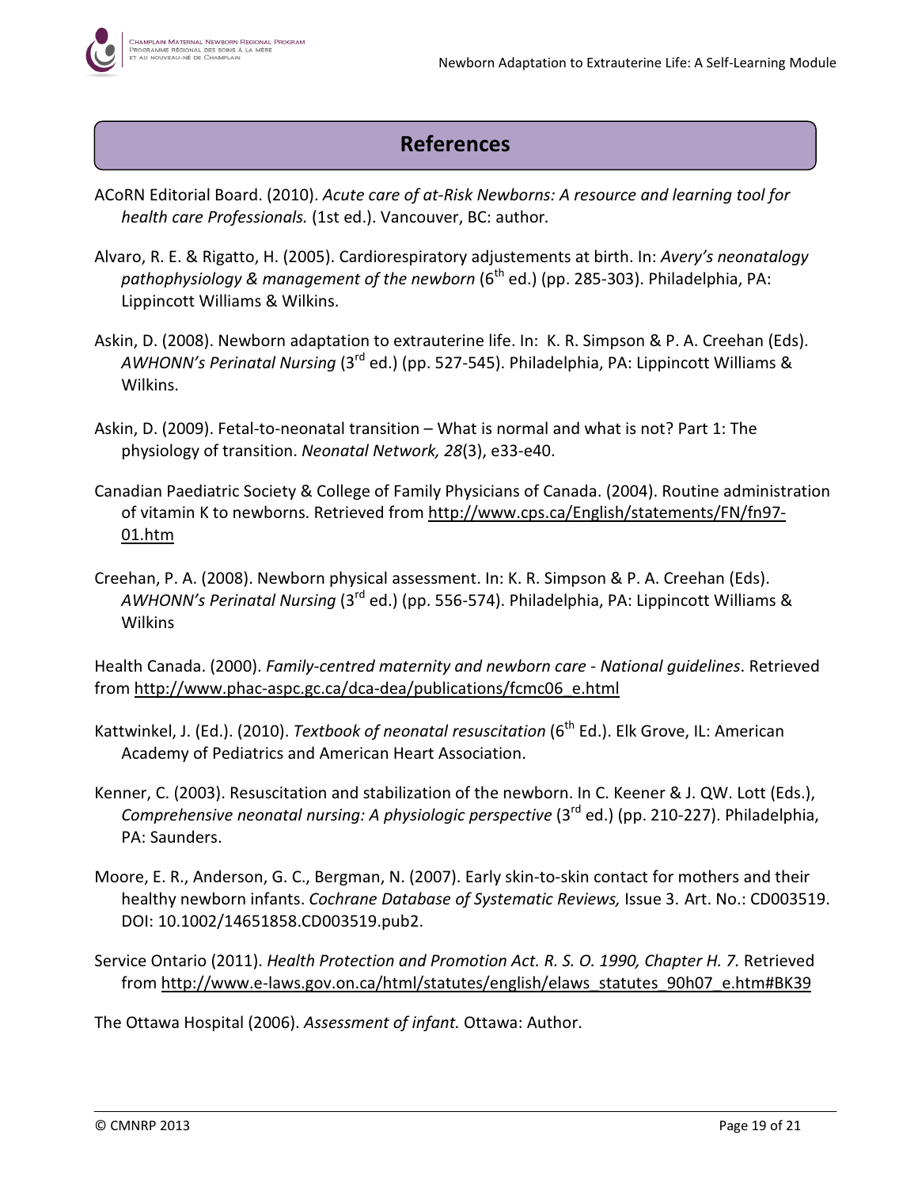# References

ACoRN Editorial Board. (2010). *Acute care of at-Risk Newborns: A resource and learning tool for health care Professionals.* (1st ed.). Vancouver, BC: author.

Alvaro, R. E. & Rigatto, H. (2005). Cardiorespiratory adjustements at birth. In: *Avery's neonatalogy pathophysiology & management of the newborn* (6th ed.) (pp. 285-303). Philadelphia, PA: Lippincott Williams & Wilkins.

Askin, D. (2008). Newborn adaptation to extrauterine life. In: K. R. Simpson & P. A. Creehan (Eds). *AWHONN's Perinatal Nursing* (3rd ed.) (pp. 527-545). Philadelphia, PA: Lippincott Williams & Wilkins.

Askin, D. (2009). Fetal-to-neonatal transition – What is normal and what is not? Part 1: The physiology of transition. *Neonatal Network, 28*(3), e33-e40.

Canadian Paediatric Society & College of Family Physicians of Canada. (2004). Routine administration of vitamin K to newborns. Retrieved from http://www.cps.ca/English/statements/FN/fn97-01.htm

Creehan, P. A. (2008). Newborn physical assessment. In: K. R. Simpson & P. A. Creehan (Eds). *AWHONN's Perinatal Nursing* (3rd ed.) (pp. 556-574). Philadelphia, PA: Lippincott Williams & Wilkins

Health Canada. (2000). *Family-centred maternity and newborn care - National guidelines*. Retrieved from http://www.phac-aspc.gc.ca/dca-dea/publications/fcmc06_e.html

Kattwinkel, J. (Ed.). (2010). *Textbook of neonatal resuscitation* (6th Ed.). Elk Grove, IL: American Academy of Pediatrics and American Heart Association.

Kenner, C. (2003). Resuscitation and stabilization of the newborn. In C. Keener & J. QW. Lott (Eds.), *Comprehensive neonatal nursing: A physiologic perspective* (3rd ed.) (pp. 210-227). Philadelphia, PA: Saunders.

Moore, E. R., Anderson, G. C., Bergman, N. (2007). Early skin-to-skin contact for mothers and their healthy newborn infants. *Cochrane Database of Systematic Reviews,* Issue 3. Art. No.: CD003519. DOI: 10.1002/14651858.CD003519.pub2.

Service Ontario (2011). *Health Protection and Promotion Act. R. S. O. 1990, Chapter H. 7.* Retrieved from http://www.e-laws.gov.on.ca/html/statutes/english/elaws_statutes_90h07_e.htm#BK39

The Ottawa Hospital (2006). *Assessment of infant.* Ottawa: Author.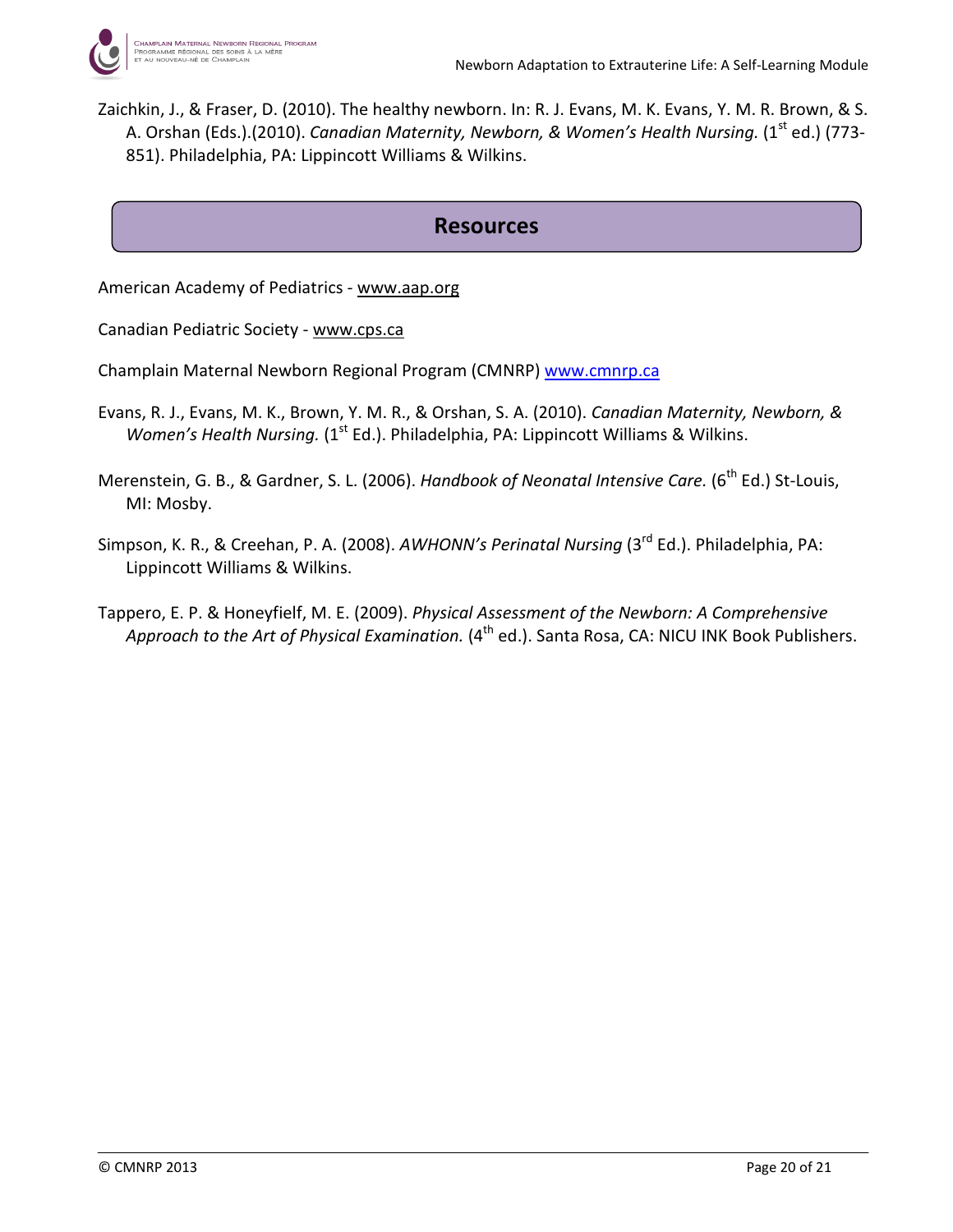Zaichkin, J., & Fraser, D. (2010). The healthy newborn. In: R. J. Evans, M. K. Evans, Y. M. R. Brown, & S. A. Orshan (Eds.).(2010). *Canadian Maternity, Newborn, & Women's Health Nursing.* (1st ed.) (773-851). Philadelphia, PA: Lippincott Williams & Wilkins.

## Resources

American Academy of Pediatrics - www.aap.org

Canadian Pediatric Society - www.cps.ca

Champlain Maternal Newborn Regional Program (CMNRP) www.cmnrp.ca

Evans, R. J., Evans, M. K., Brown, Y. M. R., & Orshan, S. A. (2010). *Canadian Maternity, Newborn, & Women's Health Nursing.* (1st Ed.). Philadelphia, PA: Lippincott Williams & Wilkins.

Merenstein, G. B., & Gardner, S. L. (2006). *Handbook of Neonatal Intensive Care.* (6th Ed.) St-Louis, MI: Mosby.

Simpson, K. R., & Creehan, P. A. (2008). *AWHONN's Perinatal Nursing* (3rd Ed.). Philadelphia, PA: Lippincott Williams & Wilkins.

Tappero, E. P. & Honeyfielf, M. E. (2009). *Physical Assessment of the Newborn: A Comprehensive Approach to the Art of Physical Examination.* (4th ed.). Santa Rosa, CA: NICU INK Book Publishers.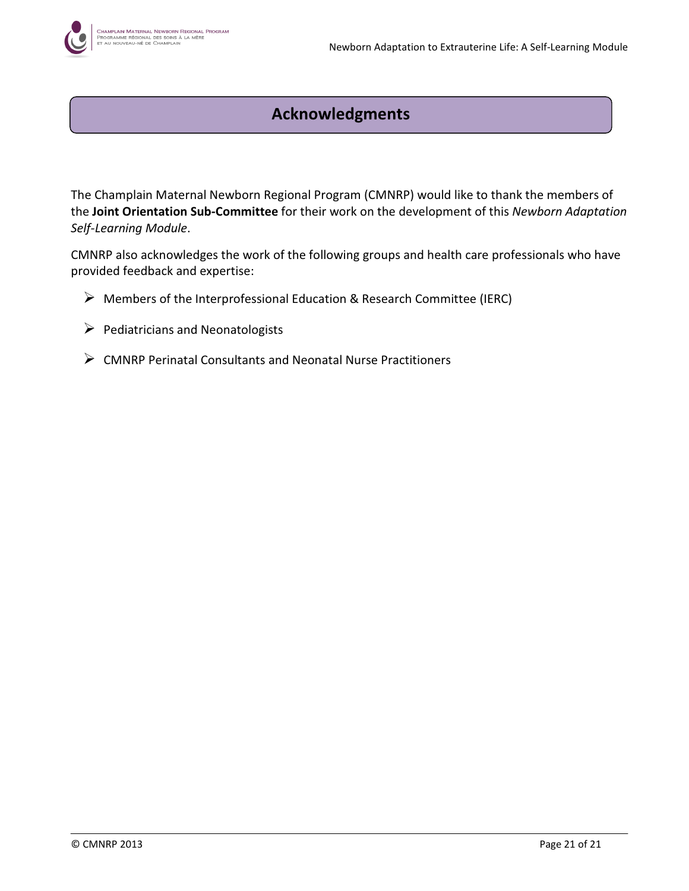# Acknowledgments

The Champlain Maternal Newborn Regional Program (CMNRP) would like to thank the members of the **Joint Orientation Sub-Committee** for their work on the development of this *Newborn Adaptation Self-Learning Module*.

CMNRP also acknowledges the work of the following groups and health care professionals who have provided feedback and expertise:

- Members of the Interprofessional Education & Research Committee (IERC)
- Pediatricians and Neonatologists
- CMNRP Perinatal Consultants and Neonatal Nurse Practitioners